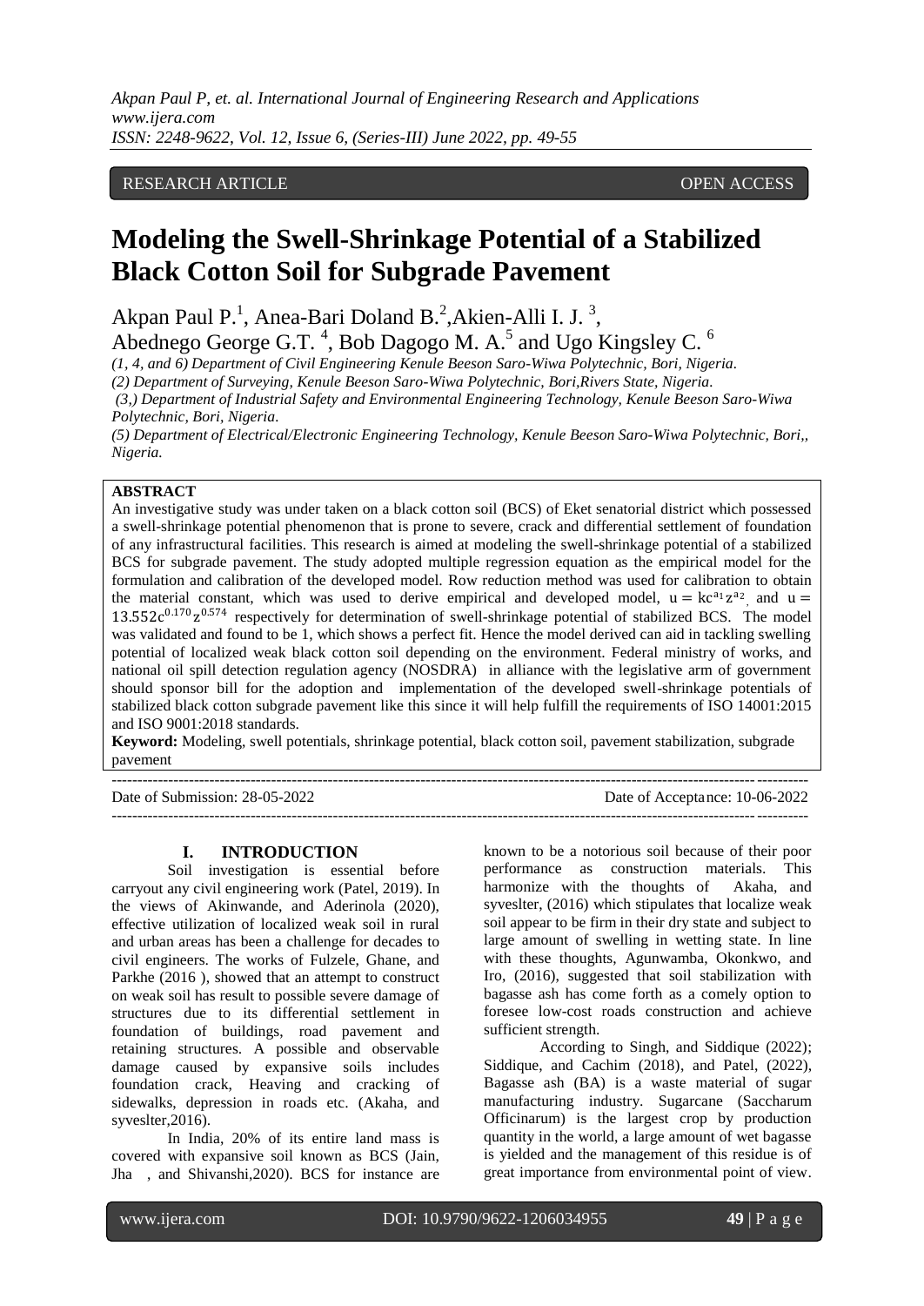RESEARCH ARTICLE OPEN ACCESS

# Modeling the Swell-Shrinkage Potential of a Stabilized Black Cotton Soil for Subgrade Pavement

Akpan Paul P.[1], Anea-Bari Doland B.[2],Akien-Alli I. J. [3], Abednego George G.T. [4], Bob Dagogo M. A.[5] and Ugo Kingsley C. [6]

*(1, 4, and 6) Department of Civil Engineering Kenule Beeson Saro-Wiwa Polytechnic, Bori, Nigeria.*
*(2) Department of Surveying, Kenule Beeson Saro-Wiwa Polytechnic, Bori,Rivers State, Nigeria.*
*(3,) Department of Industrial Safety and Environmental Engineering Technology, Kenule Beeson Saro-Wiwa Polytechnic, Bori, Nigeria.*
*(5) Department of Electrical/Electronic Engineering Technology, Kenule Beeson Saro-Wiwa Polytechnic, Bori,, Nigeria.*

**ABSTRACT**

An investigative study was under taken on a black cotton soil (BCS) of Eket senatorial district which possessed a swell-shrinkage potential phenomenon that is prone to severe, crack and differential settlement of foundation of any infrastructural facilities. This research is aimed at modeling the swell-shrinkage potential of a stabilized BCS for subgrade pavement. The study adopted multiple regression equation as the empirical model for the formulation and calibration of the developed model. Row reduction method was used for calibration to obtain the material constant, which was used to derive empirical and developed model, $u = kc^{a_1}z^{a_2}$, and $u = 13.552c^{0.170}z^{0.574}$ respectively for determination of swell-shrinkage potential of stabilized BCS. The model was validated and found to be 1, which shows a perfect fit. Hence the model derived can aid in tackling swelling potential of localized weak black cotton soil depending on the environment. Federal ministry of works, and national oil spill detection regulation agency (NOSDRA) in alliance with the legislative arm of government should sponsor bill for the adoption and implementation of the developed swell-shrinkage potentials of stabilized black cotton subgrade pavement like this since it will help fulfill the requirements of ISO 14001:2015 and ISO 9001:2018 standards.

**Keyword:** Modeling, swell potentials, shrinkage potential, black cotton soil, pavement stabilization, subgrade pavement

---

Date of Submission: 28-05-2022 Date of Acceptance: 10-06-2022

---

## I. INTRODUCTION

Soil investigation is essential before carryout any civil engineering work (Patel, 2019). In the views of Akinwande, and Aderinola (2020), effective utilization of localized weak soil in rural and urban areas has been a challenge for decades to civil engineers. The works of Fulzele, Ghane, and Parkhe (2016 ), showed that an attempt to construct on weak soil has result to possible severe damage of structures due to its differential settlement in foundation of buildings, road pavement and retaining structures. A possible and observable damage caused by expansive soils includes foundation crack, Heaving and cracking of sidewalks, depression in roads etc. (Akaha, and syveslter,2016).

In India, 20% of its entire land mass is covered with expansive soil known as BCS (Jain, Jha , and Shivanshi,2020). BCS for instance are known to be a notorious soil because of their poor performance as construction materials. This harmonize with the thoughts of Akaha, and syveslter, (2016) which stipulates that localize weak soil appear to be firm in their dry state and subject to large amount of swelling in wetting state. In line with these thoughts, Agunwamba, Okonkwo, and Iro, (2016), suggested that soil stabilization with bagasse ash has come forth as a comely option to foresee low-cost roads construction and achieve sufficient strength.

According to Singh, and Siddique (2022); Siddique, and Cachim (2018), and Patel, (2022), Bagasse ash (BA) is a waste material of sugar manufacturing industry. Sugarcane (Saccharum Officinarum) is the largest crop by production quantity in the world, a large amount of wet bagasse is yielded and the management of this residue is of great importance from environmental point of view.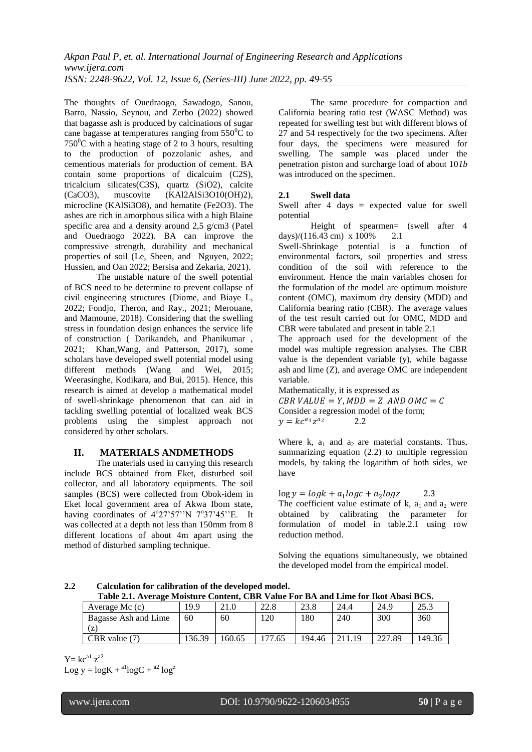The thoughts of Ouedraogo, Sawadogo, Sanou, Barro, Nassio, Seynou, and Zerbo (2022) showed that bagasse ash is produced by calcinations of sugar cane bagasse at temperatures ranging from $550^0$C to $750^0$C with a heating stage of 2 to 3 hours, resulting to the production of pozzolanic ashes, and cementious materials for production of cement. BA contain some proportions of dicalcuim (C2S), tricalcium silicates(C3S), quartz (SiO2), calcite (CaCO3), muscovite (KAl2AlSi3O10(OH)2), microcline (KAlSi3O8), and hematite (Fe2O3). The ashes are rich in amorphous silica with a high Blaine specific area and a density around 2,5 g/cm3 (Patel and Ouedraogo 2022). BA can improve the compressive strength, durability and mechanical properties of soil (Le, Sheen, and Nguyen, 2022; Hussien, and Oan 2022; Bersisa and Zekaria, 2021).

The unstable nature of the swell potential of BCS need to be determine to prevent collapse of civil engineering structures (Diome, and Biaye L, 2022; Fondjo, Theron, and Ray., 2021; Merouane, and Mamoune, 2018). Considering that the swelling stress in foundation design enhances the service life of construction ( Darikandeh, and Phanikumar , 2021; Khan,Wang, and Patterson, 2017), some scholars have developed swell potential model using different methods (Wang and Wei, 2015; Weerasinghe, Kodikara, and Bui, 2015). Hence, this research is aimed at develop a mathematical model of swell-shrinkage phenomenon that can aid in tackling swelling potential of localized weak BCS problems using the simplest approach not considered by other scholars.

## II. MATERIALS ANDMETHODS

The materials used in carrying this research include BCS obtained from Eket, disturbed soil collector, and all laboratory equipments. The soil samples (BCS) were collected from Obok-idem in Eket local government area of Akwa Ibom state, having coordinates of 4°27'57''N 7°37'45''E. It was collected at a depth not less than 150mm from 8 different locations of about 4m apart using the method of disturbed sampling technique.

The same procedure for compaction and California bearing ratio test (WASC Method) was repeated for swelling test but with different blows of 27 and 54 respectively for the two specimens. After four days, the specimens were measured for swelling. The sample was placed under the penetration piston and surcharge load of about 10*1b* was introduced on the specimen.

### 2.1 Swell data

Swell after 4 days = expected value for swell potential

Height of spearmen= (swell after 4 days)/(116.43 cm) x 100% 2.1

Swell-Shrinkage potential is a function of environmental factors, soil properties and stress condition of the soil with reference to the environment. Hence the main variables chosen for the formulation of the model are optimum moisture content (OMC), maximum dry density (MDD) and California bearing ratio (CBR). The average values of the test result carried out for OMC, MDD and CBR were tabulated and present in table 2.1

The approach used for the development of the model was multiple regression analyses. The CBR value is the dependent variable (y), while bagasse ash and lime (Z), and average OMC are independent variable.

Mathematically, it is expressed as

$CBR\ VALUE = Y, MDD = Z\ AND\ OMC = C$

Consider a regression model of the form;

$$y = kc^{a_1}z^{a_2} \qquad 2.2$$

Where k, $a_1$ and $a_2$ are material constants. Thus, summarizing equation (2.2) to multiple regression models, by taking the logarithm of both sides, we have

$$\log y = log k + a_1 log c + a_2 log z \qquad 2.3$$

The coefficient value estimate of k, $a_1$ and $a_2$ were obtained by calibrating the parameter for formulation of model in table.2.1 using row reduction method.

Solving the equations simultaneously, we obtained the developed model from the empirical model.

### 2.2 Calculation for calibration of the developed model.

**Table 2.1. Average Moisture Content, CBR Value For BA and Lime for Ikot Abasi BCS.**

| Average Mc (c) | 19.9 | 21.0 | 22.8 | 23.8 | 24.4 | 24.9 | 25.3 |
|---|---|---|---|---|---|---|---|
| Bagasse Ash and Lime (z) | 60 | 60 | 120 | 180 | 240 | 300 | 360 |
| CBR value (7) | 136.39 | 160.65 | 177.65 | 194.46 | 211.19 | 227.89 | 149.36 |

$Y = kc^{a1} z^{a2}$

$\text{Log } y = \log K + {}^{a1}\log C + {}^{a2} \log^{z}$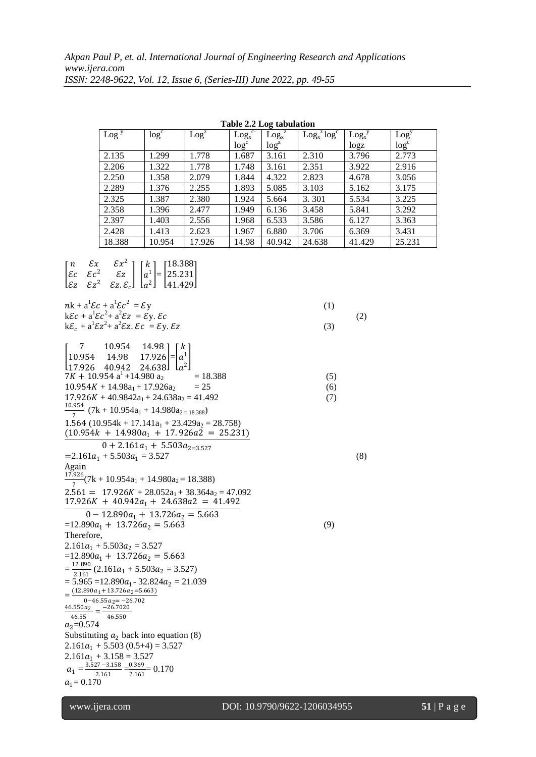**Table 2.2 Log tabulation**

| Log $^y$ | log$^c$ | Log$^z$ | Log$_x$$^{c-}$ log$^c$ | Log$_x$$^z$ log$^z$ | Log$_x$$^z$ log$^c$ | Log$_x$$^y$ logz | Log$^y$ log$^c$ |
|---|---|---|---|---|---|---|---|
| 2.135 | 1.299 | 1.778 | 1.687 | 3.161 | 2.310 | 3.796 | 2.773 |
| 2.206 | 1.322 | 1.778 | 1.748 | 3.161 | 2.351 | 3.922 | 2.916 |
| 2.250 | 1.358 | 2.079 | 1.844 | 4.322 | 2.823 | 4.678 | 3.056 |
| 2.289 | 1.376 | 2.255 | 1.893 | 5.085 | 3.103 | 5.162 | 3.175 |
| 2.325 | 1.387 | 2.380 | 1.924 | 5.664 | 3. 301 | 5.534 | 3.225 |
| 2.358 | 1.396 | 2.477 | 1.949 | 6.136 | 3.458 | 5.841 | 3.292 |
| 2.397 | 1.403 | 2.556 | 1.968 | 6.533 | 3.586 | 6.127 | 3.363 |
| 2.428 | 1.413 | 2.623 | 1.967 | 6.880 | 3.706 | 6.369 | 3.431 |
| 18.388 | 10.954 | 17.926 | 14.98 | 40.942 | 24.638 | 41.429 | 25.231 |

$$\begin{bmatrix} n & \mathcal{E}x & \mathcal{E}x^2 \\ \mathcal{E}c & \mathcal{E}c^2 & \mathcal{E}z \\ \mathcal{E}z & \mathcal{E}z^2 & \mathcal{E}z.\mathcal{E}_c \end{bmatrix} \begin{bmatrix} k \\ a^1 \\ a^2 \end{bmatrix} = \begin{bmatrix} 18.388 \\ 25.231 \\ 41.429 \end{bmatrix}$$

$n\text{k} + \text{a}^1\mathcal{E}c + \text{a}^1\mathcal{E}c^2 = \mathcal{E}\text{y}$ (1)

$\text{k}\mathcal{E}c + \text{a}^1\mathcal{E}c^2 + \text{a}^2\mathcal{E}z = \mathcal{E}\text{y}.\,\mathcal{E}c$ (2)

$\text{k}\mathcal{E}_c + \text{a}^1\mathcal{E}z^2 + \text{a}^2\mathcal{E}z.\,\mathcal{E}c = \mathcal{E}\text{y}.\,\mathcal{E}z$ (3)

$$\begin{bmatrix} 7 & 10.954 & 14.98 \\ 10.954 & 14.98 & 17.926 \\ 17.926 & 40.942 & 24.638 \end{bmatrix} = \begin{bmatrix} k \\ a^1 \\ a^2 \end{bmatrix}$$

$7K + 10.954\,\text{a}^1 + 14.980\,\text{a}_2 = 18.388$ (5)

$10.954K + 14.98\text{a}_1 + 17.926\text{a}_2 = 25$ (6)

$17.926K + 40.9842\text{a}_1 + 24.638\text{a}_2 = 41.492$ (7)

$\frac{10.954}{7}\ (7\text{k} + 10.954\text{a}_1 + 14.980\text{a}_{2\,=\,18.388})$

$1.564\ (10.954\text{k} + 17.141\text{a}_1 + 23.429\text{a}_2 = 28.758)$

$(10.954k\ +\ 14.980a_1\ +\ 17.926a2\ =\ 25.231)$

$0 + 2.161a_1\ +\ 5.503a_{2=3.527}$

$=2.161a_1 + 5.503a_1 = 3.527$ (8)

Again

$\frac{17.926}{7}(7\text{k} + 10.954\text{a}_1 + 14.980\text{a}_2 = 18.388)$

$2.561 =\ \ 17.926K + 28.052\text{a}_1 + 38.364\text{a}_2 = 47.092$

$17.926K\ +\ 40.942a_1\ +\ 24.638a2\ =\ 41.492$

$0 - 12.890a_1\ +\ 13.726a_2 = 5.663$

$=12.890a_1\ +\ 13.726a_2 = 5.663$ (9)

Therefore,

$2.161a_1 + 5.503a_2 = 3.527$

$=12.890a_1\ +\ 13.726a_2 = 5.663$

$= \frac{12.890}{2.161}\ (2.161a_1 + 5.503a_2 = 3.527)$

$= 5.965 = 12.890a_1 - 32.824a_2 = 21.039$

$= \frac{(12.890a_1 + 13.726a_2 = 5.663)}{0 - 46.55a_2 = -26.702}$

$\frac{46.550a_2}{46.55} = \frac{-26.7020}{46.550}$

$a_2 = 0.574$

Substituting $a_2$ back into equation (8)

$2.161a_1\ + 5.503\ (0.5+4) = 3.527$

$2.161a_1\ + 3.158 = 3.527$

$a_1 = \frac{3.527 - 3.158}{2.161} = \frac{0.369}{2.161} = 0.170$

$a_1 = 0.170$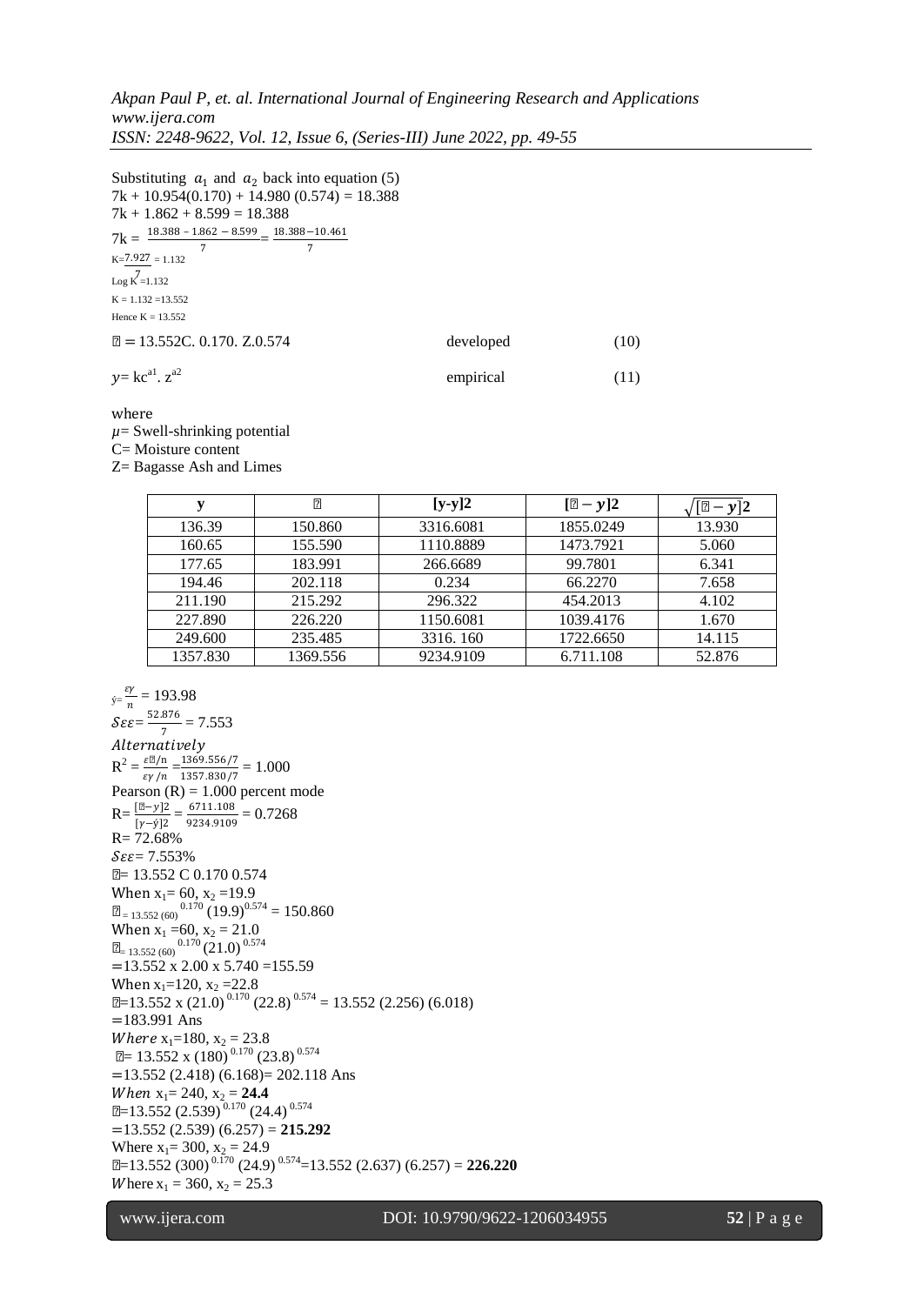Substituting $a_1$ and $a_2$ back into equation (5)

$7k + 10.954(0.170) + 14.980\ (0.574) = 18.388$

$7k + 1.862 + 8.599 = 18.388$

$7k = \frac{18.388 - 1.862 - 8.599}{7} = \frac{18.388 - 10.461}{7}$

$K = \frac{7.927}{7} = 1.132$

Log K =1.132

K = 1.132 =13.552

Hence K = 13.552

$\hat{y} = 13.552C.\ 0.170.\ Z.0.574$ developed (10)

$y = kc^{a1}.\ z^{a2}$ empirical (11)

where

$\mu$= Swell-shrinking potential

C= Moisture content

Z= Bagasse Ash and Limes

| y | ŷ | [y-y]2 | [ŷ − y]2 | √[ŷ − y]2 |
|---|---|---|---|---|
| 136.39 | 150.860 | 3316.6081 | 1855.0249 | 13.930 |
| 160.65 | 155.590 | 1110.8889 | 1473.7921 | 5.060 |
| 177.65 | 183.991 | 266.6689 | 99.7801 | 6.341 |
| 194.46 | 202.118 | 0.234 | 66.2270 | 7.658 |
| 211.190 | 215.292 | 296.322 | 454.2013 | 4.102 |
| 227.890 | 226.220 | 1150.6081 | 1039.4176 | 1.670 |
| 249.600 | 235.485 | 3316. 160 | 1722.6650 | 14.115 |
| 1357.830 | 1369.556 | 9234.9109 | 6.711.108 | 52.876 |

$\acute{y} = \frac{\varepsilon y}{n} = 193.98$

$S\varepsilon\varepsilon = \frac{52.876}{7} = 7.553$

*Alternatively*

$R^2 = \frac{\varepsilon \hat{y}/n}{\varepsilon y/n} = \frac{1369.556/7}{1357.830/7} = 1.000$

Pearson (R) = 1.000 percent mode

$R = \frac{[\hat{y}-y]2}{[y-\acute{y}]2} = \frac{6711.108}{9234.9109} = 0.7268$

R= 72.68%

$S\varepsilon\varepsilon$= 7.553%

ŷ= 13.552 C 0.170 0.574

When $x_1$= 60, $x_2$ =19.9

$\hat{y} = 13.552\ (60)^{0.170}\ (19.9)^{0.574} = 150.860$

When $x_1$ =60, $x_2$ = 21.0

$\hat{y} = 13.552\ (60)^{0.170}\ (21.0)^{0.574}$

=13.552 x 2.00 x 5.740 =155.59

When $x_1$=120, $x_2$ =22.8

$\hat{y} = 13.552 \times (21.0)^{0.170}\ (22.8)^{0.574} = 13.552\ (2.256)\ (6.018)$

=183.991 Ans

*Where* $x_1$=180, $x_2$ = 23.8

$\hat{y} = 13.552 \times (180)^{0.170}\ (23.8)^{0.574}$

=13.552 (2.418) (6.168)= 202.118 Ans

*When* $x_1$= 240, $x_2$ = **24.4**

$\hat{y} = 13.552\ (2.539)^{0.170}\ (24.4)^{0.574}$

=13.552 (2.539) (6.257) = **215.292**

Where $x_1$= 300, $x_2$ = 24.9

$\hat{y} = 13.552\ (300)^{0.170}\ (24.9)^{0.574}$=13.552 (2.637) (6.257) = **226.220**

*W*here $x_1$ = 360, $x_2$ = 25.3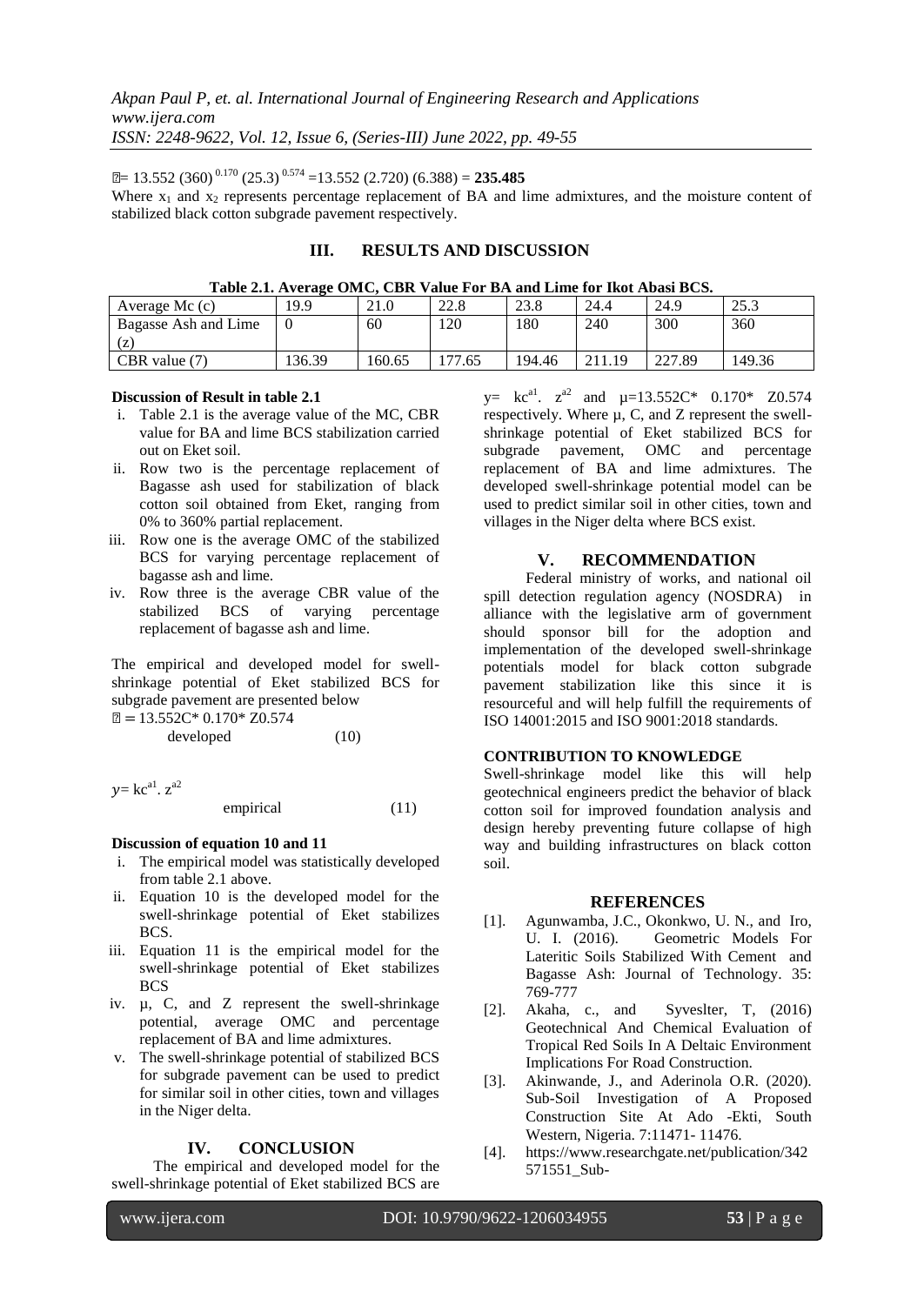$\mu = 13.552\,(360)^{0.170}\,(25.3)^{0.574} = 13.552\,(2.720)\,(6.388) = \mathbf{235.485}$

Where $x_1$ and $x_2$ represents percentage replacement of BA and lime admixtures, and the moisture content of stabilized black cotton subgrade pavement respectively.

## III. RESULTS AND DISCUSSION

**Table 2.1. Average OMC, CBR Value For BA and Lime for Ikot Abasi BCS.**

| Average Mc (c) | 19.9 | 21.0 | 22.8 | 23.8 | 24.4 | 24.9 | 25.3 |
|---|---|---|---|---|---|---|---|
| Bagasse Ash and Lime (z) | 0 | 60 | 120 | 180 | 240 | 300 | 360 |
| CBR value (?) | 136.39 | 160.65 | 177.65 | 194.46 | 211.19 | 227.89 | 149.36 |

**Discussion of Result in table 2.1**

i. Table 2.1 is the average value of the MC, CBR value for BA and lime BCS stabilization carried out on Eket soil.
ii. Row two is the percentage replacement of Bagasse ash used for stabilization of black cotton soil obtained from Eket, ranging from 0% to 360% partial replacement.
iii. Row one is the average OMC of the stabilized BCS for varying percentage replacement of bagasse ash and lime.
iv. Row three is the average CBR value of the stabilized BCS of varying percentage replacement of bagasse ash and lime.

The empirical and developed model for swell-shrinkage potential of Eket stabilized BCS for subgrade pavement are presented below

$$\mu = 13.552C^{*}\ 0.170^{*}\ Z0.574 \quad \text{developed} \quad (10)$$

$$y = kc^{a1} \cdot z^{a2} \quad \text{empirical} \quad (11)$$

**Discussion of equation 10 and 11**

i. The empirical model was statistically developed from table 2.1 above.
ii. Equation 10 is the developed model for the swell-shrinkage potential of Eket stabilizes BCS.
iii. Equation 11 is the empirical model for the swell-shrinkage potential of Eket stabilizes BCS
iv. µ, C, and Z represent the swell-shrinkage potential, average OMC and percentage replacement of BA and lime admixtures.
v. The swell-shrinkage potential of stabilized BCS for subgrade pavement can be used to predict for similar soil in other cities, town and villages in the Niger delta.

## IV. CONCLUSION

The empirical and developed model for the swell-shrinkage potential of Eket stabilized BCS are $y = kc^{a1} \cdot z^{a2}$ and $\mu = 13.552C^{*}\ 0.170^{*}\ Z0.574$ respectively. Where µ, C, and Z represent the swell-shrinkage potential of Eket stabilized BCS for subgrade pavement, OMC and percentage replacement of BA and lime admixtures. The developed swell-shrinkage potential model can be used to predict similar soil in other cities, town and villages in the Niger delta where BCS exist.

## V. RECOMMENDATION

Federal ministry of works, and national oil spill detection regulation agency (NOSDRA) in alliance with the legislative arm of government should sponsor bill for the adoption and implementation of the developed swell-shrinkage potentials model for black cotton subgrade pavement stabilization like this since it is resourceful and will help fulfill the requirements of ISO 14001:2015 and ISO 9001:2018 standards.

**CONTRIBUTION TO KNOWLEDGE**

Swell-shrinkage model like this will help geotechnical engineers predict the behavior of black cotton soil for improved foundation analysis and design hereby preventing future collapse of high way and building infrastructures on black cotton soil.

## REFERENCES

[1]. Agunwamba, J.C., Okonkwo, U. N., and Iro, U. I. (2016). Geometric Models For Lateritic Soils Stabilized With Cement and Bagasse Ash: Journal of Technology. 35: 769-777

[2]. Akaha, c., and Syveslter, T, (2016) Geotechnical And Chemical Evaluation of Tropical Red Soils In A Deltaic Environment Implications For Road Construction.

[3]. Akinwande, J., and Aderinola O.R. (2020). Sub-Soil Investigation of A Proposed Construction Site At Ado -Ekti, South Western, Nigeria. 7:11471- 11476.

[4]. https://www.researchgate.net/publication/342571551_Sub-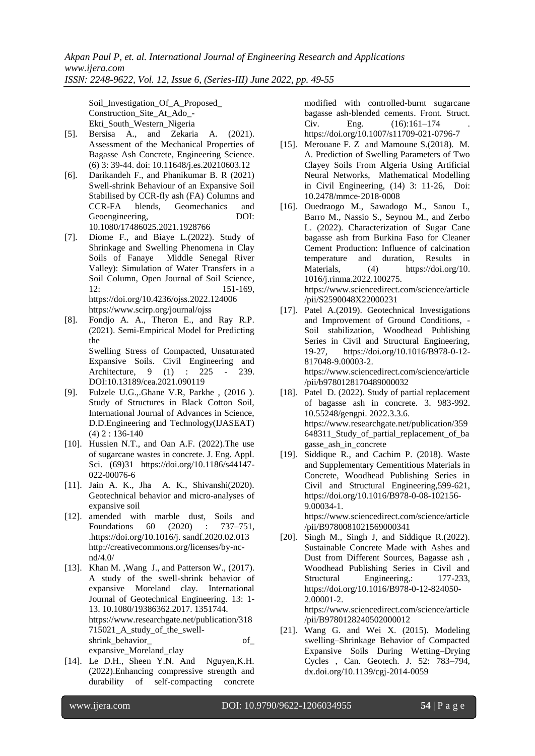Soil_Investigation_Of_A_Proposed_Construction_Site_At_Ado_-Ekti_South_Western_Nigeria

[5]. Bersisa A., and Zekaria A. (2021). Assessment of the Mechanical Properties of Bagasse Ash Concrete, Engineering Science. (6) 3: 39-44. doi: 10.11648/j.es.20210603.12

[6]. Darikandeh F., and Phanikumar B. R (2021) Swell-shrink Behaviour of an Expansive Soil Stabilised by CCR-fly ash (FA) Columns and CCR-FA blends, Geomechanics and Geoengineering, DOI: 10.1080/17486025.2021.1928766

[7]. Diome F., and Biaye L.(2022). Study of Shrinkage and Swelling Phenomena in Clay Soils of Fanaye Middle Senegal River Valley): Simulation of Water Transfers in a Soil Column, Open Journal of Soil Science, 12: 151-169, https://doi.org/10.4236/ojss.2022.124006 https://www.scirp.org/journal/ojss

[8]. Fondjo A. A., Theron E., and Ray R.P. (2021). Semi-Empirical Model for Predicting the
Swelling Stress of Compacted, Unsaturated Expansive Soils. Civil Engineering and Architecture, 9 (1) : 225 - 239. DOI:10.13189/cea.2021.090119

[9]. Fulzele U.G.,.Ghane V.R, Parkhe , (2016 ). Study of Structures in Black Cotton Soil, International Journal of Advances in Science, D.D.Engineering and Technology(IJASEAT) (4) 2 : 136-140

[10]. Hussien N.T., and Oan A.F. (2022).The use of sugarcane wastes in concrete. J. Eng. Appl. Sci. (69)31 https://doi.org/10.1186/s44147-022-00076-6

[11]. Jain A. K., Jha A. K., Shivanshi(2020). Geotechnical behavior and micro-analyses of expansive soil

[12]. amended with marble dust, Soils and Foundations 60 (2020) : 737–751, .https://doi.org/10.1016/j. sandf.2020.02.013 http://creativecommons.org/licenses/by-nc-nd/4.0/

[13]. Khan M. ,Wang J., and Patterson W., (2017). A study of the swell-shrink behavior of expansive Moreland clay. International Journal of Geotechnical Engineering. 13: 1-13. 10.1080/19386362.2017. 1351744. https://www.researchgate.net/publication/318715021_A_study_of_the_swell-shrink_behavior_of_expansive_Moreland_clay

[14]. Le D.H., Sheen Y.N. And Nguyen,K.H. (2022).Enhancing compressive strength and durability of self-compacting concrete modified with controlled-burnt sugarcane bagasse ash-blended cements. Front. Struct. Civ. Eng. (16):161–174 . https://doi.org/10.1007/s11709-021-0796-7

[15]. Merouane F. Z and Mamoune S.(2018). M. A. Prediction of Swelling Parameters of Two Clayey Soils From Algeria Using Artificial Neural Networks, Mathematical Modelling in Civil Engineering, (14) 3: 11-26, Doi: 10.2478/mmce-2018-0008

[16]. Ouedraogo M., Sawadogo M., Sanou I., Barro M., Nassio S., Seynou M., and Zerbo L. (2022). Characterization of Sugar Cane bagasse ash from Burkina Faso for Cleaner Cement Production: Influence of calcination temperature and duration, Results in Materials, (4) https://doi.org/10. 1016/j.rinma.2022.100275. https://www.sciencedirect.com/science/article/pii/S2590048X22000231

[17]. Patel A.(2019). Geotechnical Investigations and Improvement of Ground Conditions, - Soil stabilization, Woodhead Publishing Series in Civil and Structural Engineering, 19-27, https://doi.org/10.1016/B978-0-12-817048-9.00003-2. https://www.sciencedirect.com/science/article/pii/b9780128170489000032

[18]. Patel D. (2022). Study of partial replacement of bagasse ash in concrete. 3. 983-992. 10.55248/gengpi. 2022.3.3.6. https://www.researchgate.net/publication/359648311_Study_of_partial_replacement_of_bagasse_ash_in_concrete

[19]. Siddique R., and Cachim P. (2018). Waste and Supplementary Cementitious Materials in Concrete, Woodhead Publishing Series in Civil and Structural Engineering,599-621, https://doi.org/10.1016/B978-0-08-102156-9.00034-1. https://www.sciencedirect.com/science/article/pii/B9780081021569000341

[20]. Singh M., Singh J, and Siddique R.(2022). Sustainable Concrete Made with Ashes and Dust from Different Sources, Bagasse ash , Woodhead Publishing Series in Civil and Structural Engineering,: 177-233, https://doi.org/10.1016/B978-0-12-824050-2.00001-2. https://www.sciencedirect.com/science/article/pii/B9780128240502000012

[21]. Wang G. and Wei X. (2015). Modeling swelling–Shrinkage Behavior of Compacted Expansive Soils During Wetting–Drying Cycles , Can. Geotech. J. 52: 783–794, dx.doi.org/10.1139/cgj-2014-0059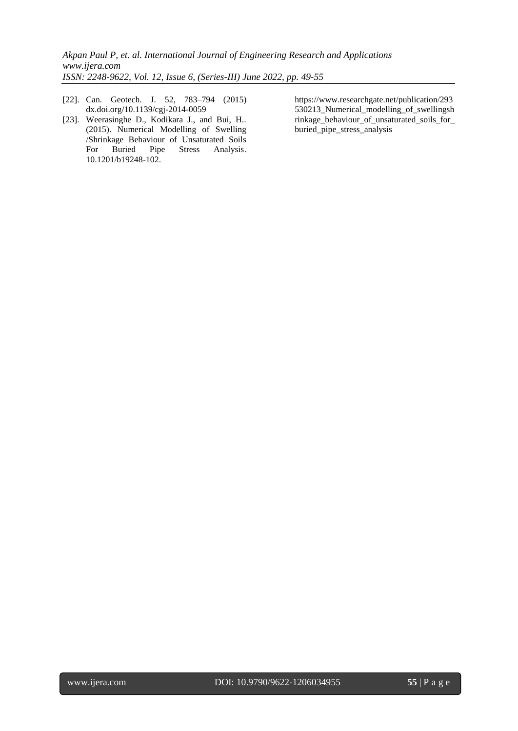[22]. Can. Geotech. J. 52, 783–794 (2015) dx.doi.org/10.1139/cgj-2014-0059

[23]. Weerasinghe D., Kodikara J., and Bui, H.. (2015). Numerical Modelling of Swelling /Shrinkage Behaviour of Unsaturated Soils For Buried Pipe Stress Analysis. 10.1201/b19248-102. https://www.researchgate.net/publication/293530213_Numerical_modelling_of_swellingshrinkage_behaviour_of_unsaturated_soils_for_buried_pipe_stress_analysis